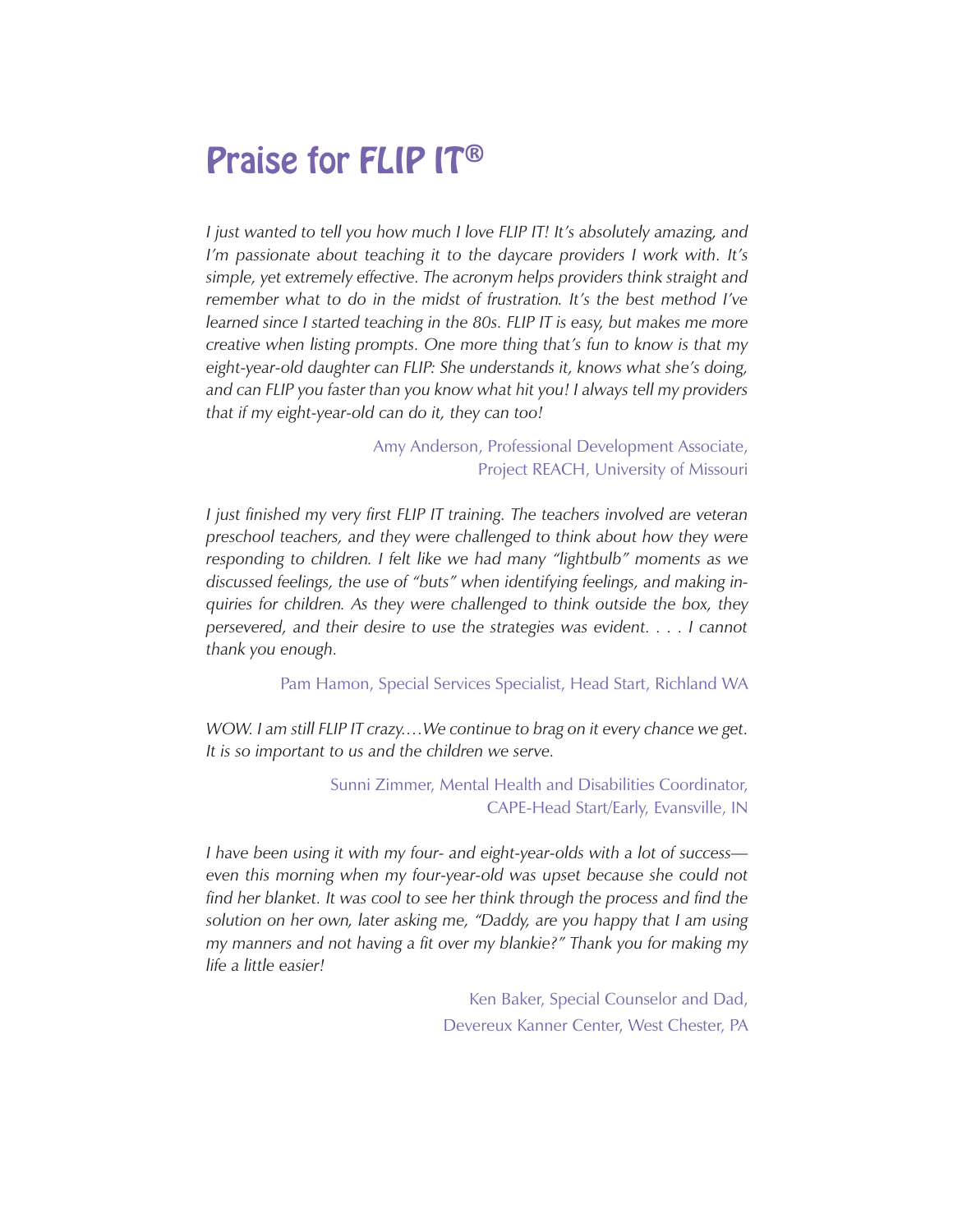# Praise for FLIP IT®

*I just wanted to tell you how much I love FLIP IT! It's absolutely amazing, and I'm passionate about teaching it to the daycare providers I work with. It's simple, yet extremely effective. The acronym helps providers think straight and remember what to do in the midst of frustration. It's the best method I've learned since I started teaching in the 80s. FLIP IT is easy, but makes me more creative when listing prompts. One more thing that's fun to know is that my eight-year-old daughter can FLIP: She understands it, knows what she's doing, and can FLIP you faster than you know what hit you! I always tell my providers that if my eight-year-old can do it, they can too!*

Amy Anderson, Professional Development Associate,
Project REACH, University of Missouri

*I just finished my very first FLIP IT training. The teachers involved are veteran preschool teachers, and they were challenged to think about how they were responding to children. I felt like we had many "lightbulb" moments as we discussed feelings, the use of "buts" when identifying feelings, and making inquiries for children. As they were challenged to think outside the box, they persevered, and their desire to use the strategies was evident. . . . I cannot thank you enough.*

Pam Hamon, Special Services Specialist, Head Start, Richland WA

*WOW. I am still FLIP IT crazy.…We continue to brag on it every chance we get. It is so important to us and the children we serve.*

Sunni Zimmer, Mental Health and Disabilities Coordinator,
CAPE-Head Start/Early, Evansville, IN

*I have been using it with my four- and eight-year-olds with a lot of success—even this morning when my four-year-old was upset because she could not find her blanket. It was cool to see her think through the process and find the solution on her own, later asking me, "Daddy, are you happy that I am using my manners and not having a fit over my blankie?" Thank you for making my life a little easier!*

Ken Baker, Special Counselor and Dad,
Devereux Kanner Center, West Chester, PA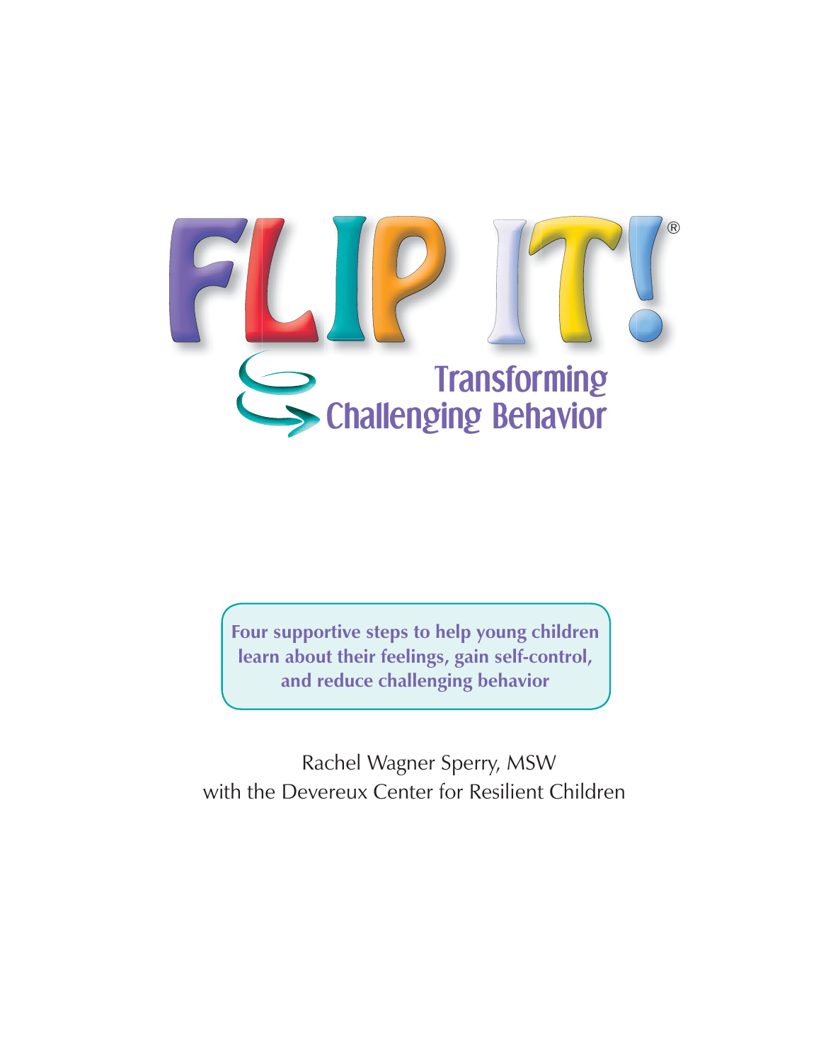# FLIP IT!®

## Transforming Challenging Behavior

**Four supportive steps to help young children learn about their feelings, gain self-control, and reduce challenging behavior**

Rachel Wagner Sperry, MSW
with the Devereux Center for Resilient Children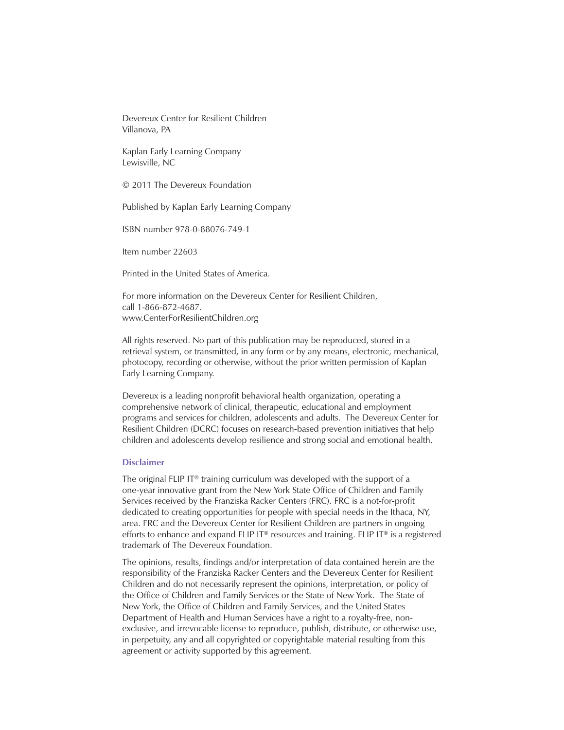Devereux Center for Resilient Children  
Villanova, PA

Kaplan Early Learning Company  
Lewisville, NC

© 2011 The Devereux Foundation

Published by Kaplan Early Learning Company

ISBN number 978-0-88076-749-1

Item number 22603

Printed in the United States of America.

For more information on the Devereux Center for Resilient Children,  
call 1-866-872-4687.  
www.CenterForResilientChildren.org

All rights reserved. No part of this publication may be reproduced, stored in a retrieval system, or transmitted, in any form or by any means, electronic, mechanical, photocopy, recording or otherwise, without the prior written permission of Kaplan Early Learning Company.

Devereux is a leading nonprofit behavioral health organization, operating a comprehensive network of clinical, therapeutic, educational and employment programs and services for children, adolescents and adults. The Devereux Center for Resilient Children (DCRC) focuses on research-based prevention initiatives that help children and adolescents develop resilience and strong social and emotional health.

### Disclaimer

The original FLIP IT® training curriculum was developed with the support of a one-year innovative grant from the New York State Office of Children and Family Services received by the Franziska Racker Centers (FRC). FRC is a not-for-profit dedicated to creating opportunities for people with special needs in the Ithaca, NY, area. FRC and the Devereux Center for Resilient Children are partners in ongoing efforts to enhance and expand FLIP IT® resources and training. FLIP IT® is a registered trademark of The Devereux Foundation.

The opinions, results, findings and/or interpretation of data contained herein are the responsibility of the Franziska Racker Centers and the Devereux Center for Resilient Children and do not necessarily represent the opinions, interpretation, or policy of the Office of Children and Family Services or the State of New York. The State of New York, the Office of Children and Family Services, and the United States Department of Health and Human Services have a right to a royalty-free, non-exclusive, and irrevocable license to reproduce, publish, distribute, or otherwise use, in perpetuity, any and all copyrighted or copyrightable material resulting from this agreement or activity supported by this agreement.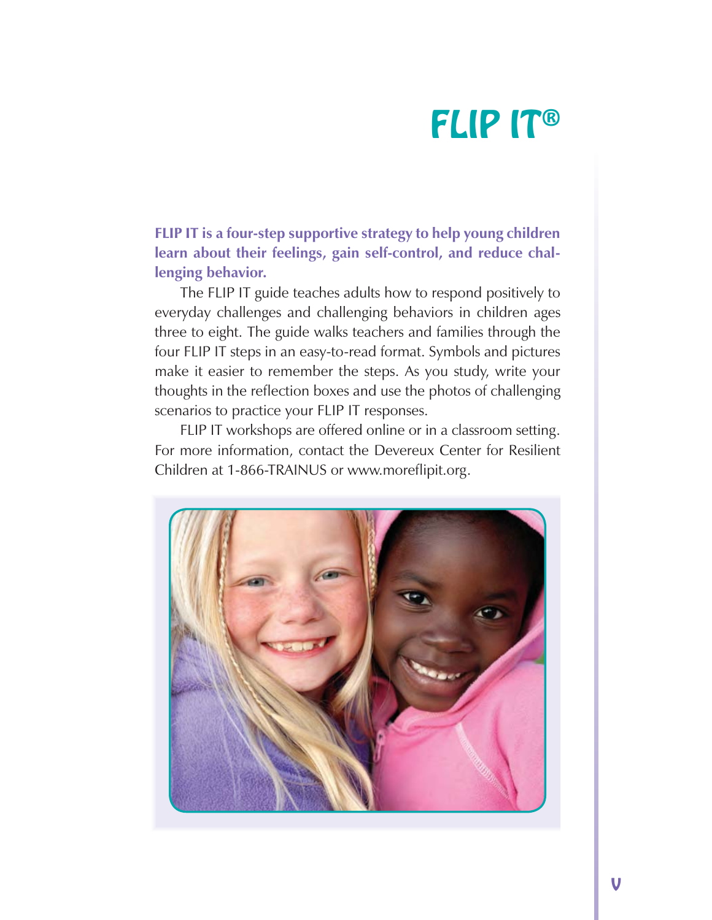# FLIP IT®

**FLIP IT is a four-step supportive strategy to help young children learn about their feelings, gain self-control, and reduce challenging behavior.**

The FLIP IT guide teaches adults how to respond positively to everyday challenges and challenging behaviors in children ages three to eight. The guide walks teachers and families through the four FLIP IT steps in an easy-to-read format. Symbols and pictures make it easier to remember the steps. As you study, write your thoughts in the reflection boxes and use the photos of challenging scenarios to practice your FLIP IT responses.

FLIP IT workshops are offered online or in a classroom setting. For more information, contact the Devereux Center for Resilient Children at 1-866-TRAINUS or www.moreflipit.org.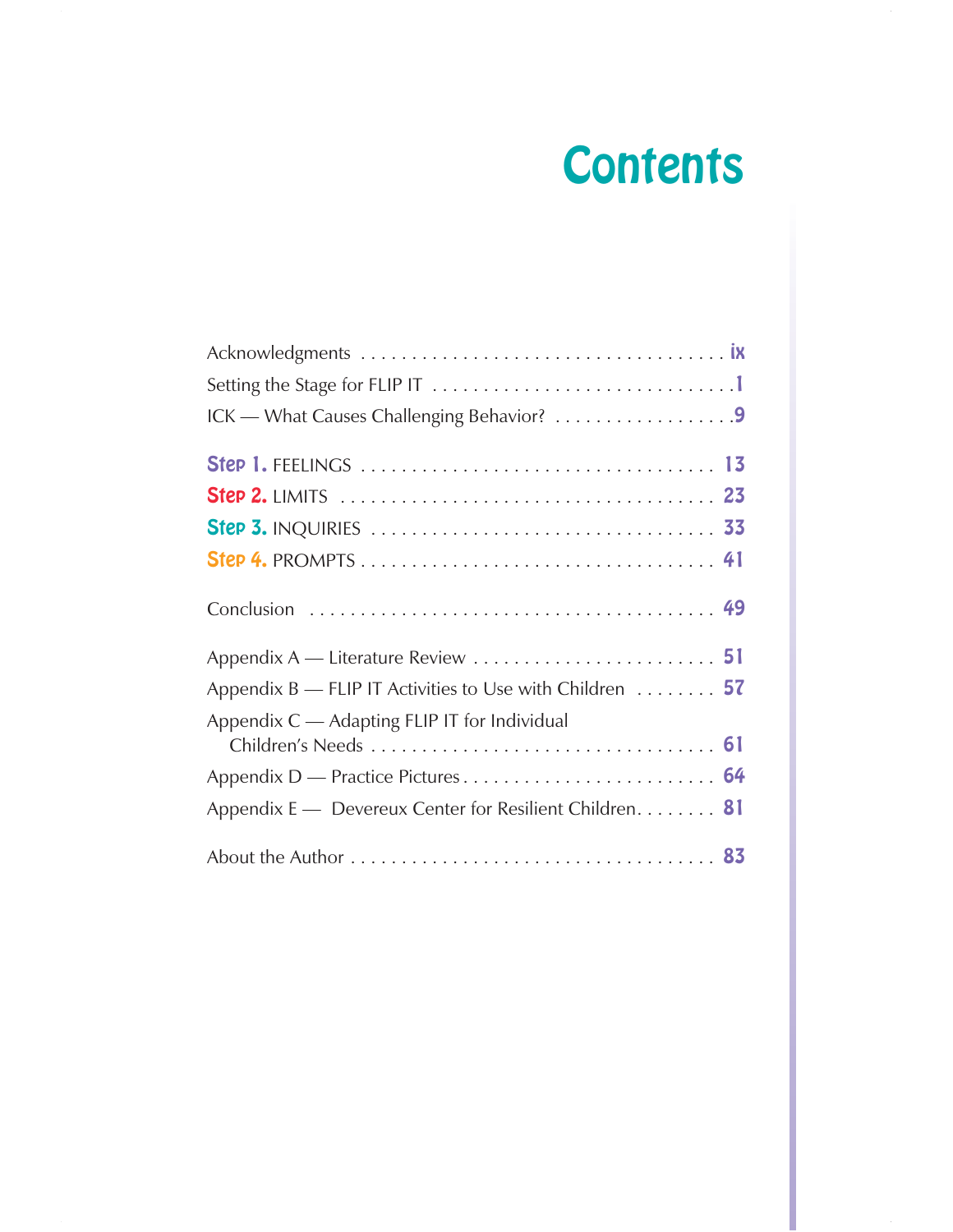# Contents

Acknowledgments . . . . . . . . . . . . . . . . . . . . . . . . . . . . . . . . . . . . ix

Setting the Stage for FLIP IT . . . . . . . . . . . . . . . . . . . . . . . . . . . . . . .1

ICK — What Causes Challenging Behavior? . . . . . . . . . . . . . . . . . . .9

Step 1. FEELINGS . . . . . . . . . . . . . . . . . . . . . . . . . . . . . . . . . . 13

Step 2. LIMITS . . . . . . . . . . . . . . . . . . . . . . . . . . . . . . . . . . . . 23

Step 3. INQUIRIES . . . . . . . . . . . . . . . . . . . . . . . . . . . . . . . . . 33

Step 4. PROMPTS . . . . . . . . . . . . . . . . . . . . . . . . . . . . . . . . . . 41

Conclusion . . . . . . . . . . . . . . . . . . . . . . . . . . . . . . . . . . . . . . 49

Appendix A — Literature Review . . . . . . . . . . . . . . . . . . . . . . . . 51

Appendix B — FLIP IT Activities to Use with Children . . . . . . . . 57

Appendix C — Adapting FLIP IT for Individual Children's Needs . . . . . . . . . . . . . . . . . . . . . . . . . . . . . . . . . 61

Appendix D — Practice Pictures . . . . . . . . . . . . . . . . . . . . . . . . . 64

Appendix E — Devereux Center for Resilient Children. . . . . . . . 81

About the Author . . . . . . . . . . . . . . . . . . . . . . . . . . . . . . . . . . 83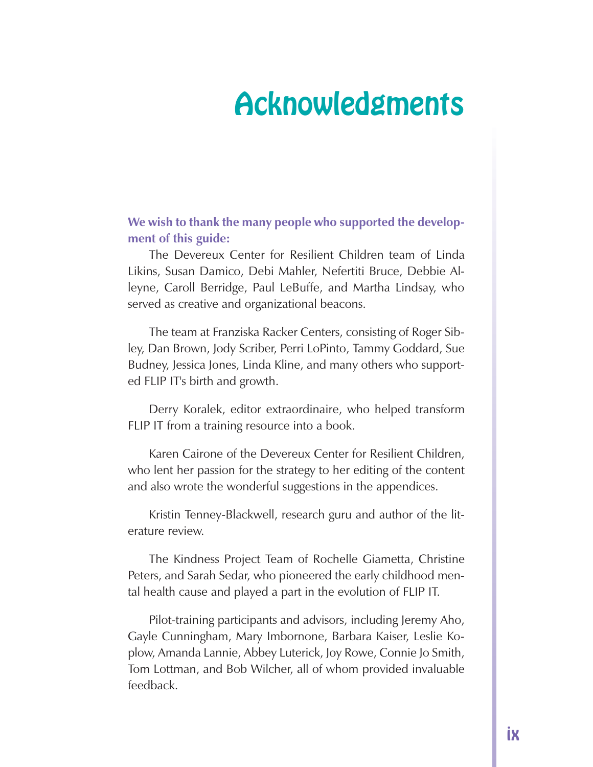# Acknowledgments

**We wish to thank the many people who supported the development of this guide:**

The Devereux Center for Resilient Children team of Linda Likins, Susan Damico, Debi Mahler, Nefertiti Bruce, Debbie Alleyne, Caroll Berridge, Paul LeBuffe, and Martha Lindsay, who served as creative and organizational beacons.

The team at Franziska Racker Centers, consisting of Roger Sibley, Dan Brown, Jody Scriber, Perri LoPinto, Tammy Goddard, Sue Budney, Jessica Jones, Linda Kline, and many others who supported FLIP IT's birth and growth.

Derry Koralek, editor extraordinaire, who helped transform FLIP IT from a training resource into a book.

Karen Cairone of the Devereux Center for Resilient Children, who lent her passion for the strategy to her editing of the content and also wrote the wonderful suggestions in the appendices.

Kristin Tenney-Blackwell, research guru and author of the literature review.

The Kindness Project Team of Rochelle Giametta, Christine Peters, and Sarah Sedar, who pioneered the early childhood mental health cause and played a part in the evolution of FLIP IT.

Pilot-training participants and advisors, including Jeremy Aho, Gayle Cunningham, Mary Imbornone, Barbara Kaiser, Leslie Koplow, Amanda Lannie, Abbey Luterick, Joy Rowe, Connie Jo Smith, Tom Lottman, and Bob Wilcher, all of whom provided invaluable feedback.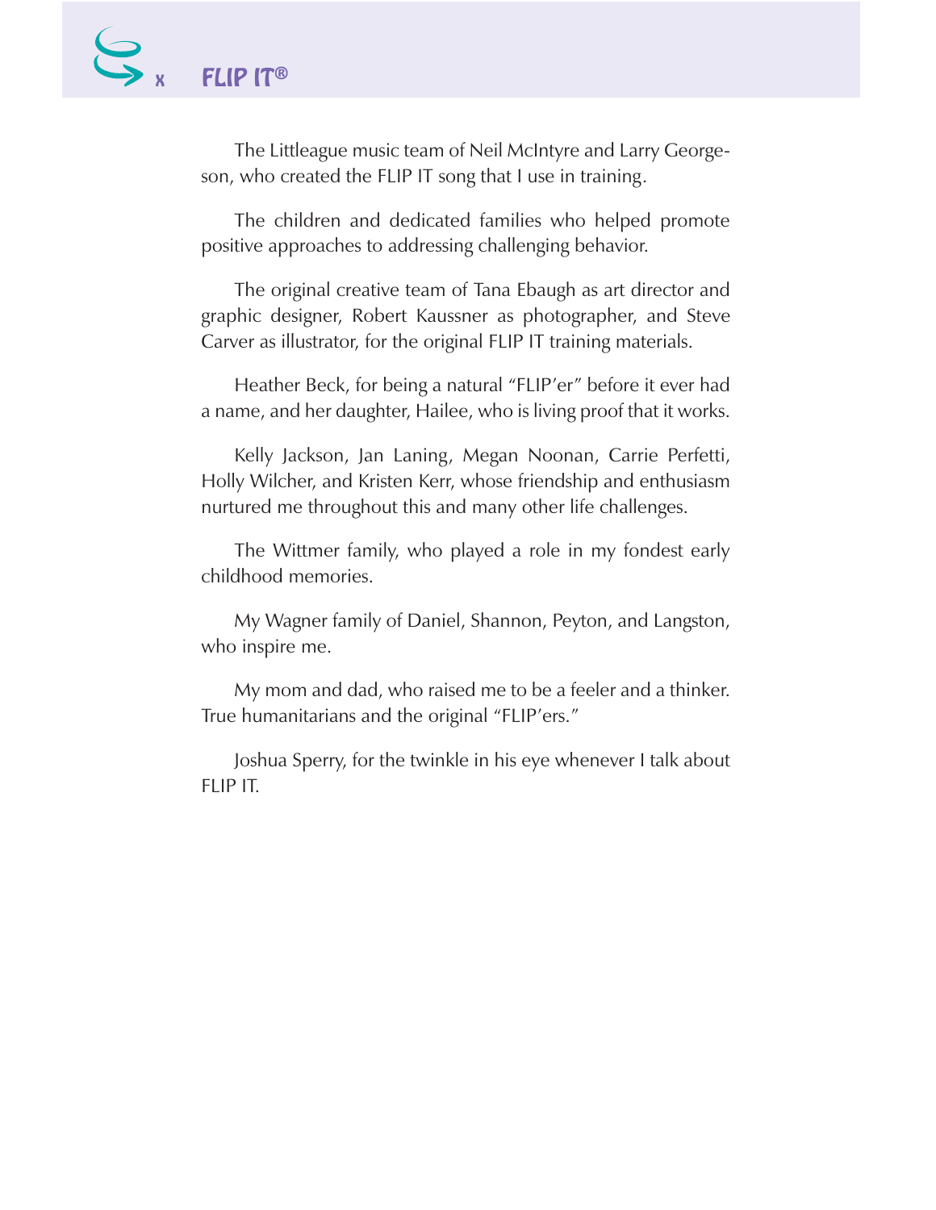The Littleague music team of Neil McIntyre and Larry Georgeson, who created the FLIP IT song that I use in training.

The children and dedicated families who helped promote positive approaches to addressing challenging behavior.

The original creative team of Tana Ebaugh as art director and graphic designer, Robert Kaussner as photographer, and Steve Carver as illustrator, for the original FLIP IT training materials.

Heather Beck, for being a natural "FLIP'er" before it ever had a name, and her daughter, Hailee, who is living proof that it works.

Kelly Jackson, Jan Laning, Megan Noonan, Carrie Perfetti, Holly Wilcher, and Kristen Kerr, whose friendship and enthusiasm nurtured me throughout this and many other life challenges.

The Wittmer family, who played a role in my fondest early childhood memories.

My Wagner family of Daniel, Shannon, Peyton, and Langston, who inspire me.

My mom and dad, who raised me to be a feeler and a thinker. True humanitarians and the original "FLIP'ers."

Joshua Sperry, for the twinkle in his eye whenever I talk about FLIP IT.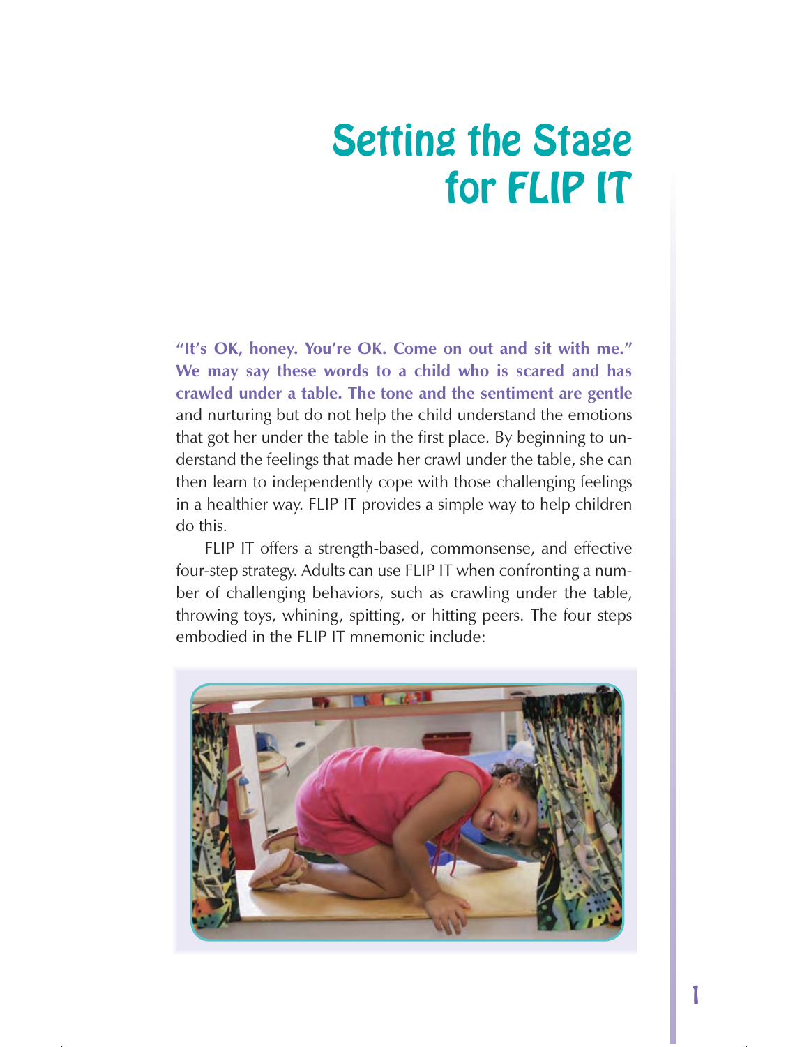# Setting the Stage for FLIP IT

**"It's OK, honey. You're OK. Come on out and sit with me." We may say these words to a child who is scared and has crawled under a table. The tone and the sentiment are gentle** and nurturing but do not help the child understand the emotions that got her under the table in the first place. By beginning to understand the feelings that made her crawl under the table, she can then learn to independently cope with those challenging feelings in a healthier way. FLIP IT provides a simple way to help children do this.

FLIP IT offers a strength-based, commonsense, and effective four-step strategy. Adults can use FLIP IT when confronting a number of challenging behaviors, such as crawling under the table, throwing toys, whining, spitting, or hitting peers. The four steps embodied in the FLIP IT mnemonic include: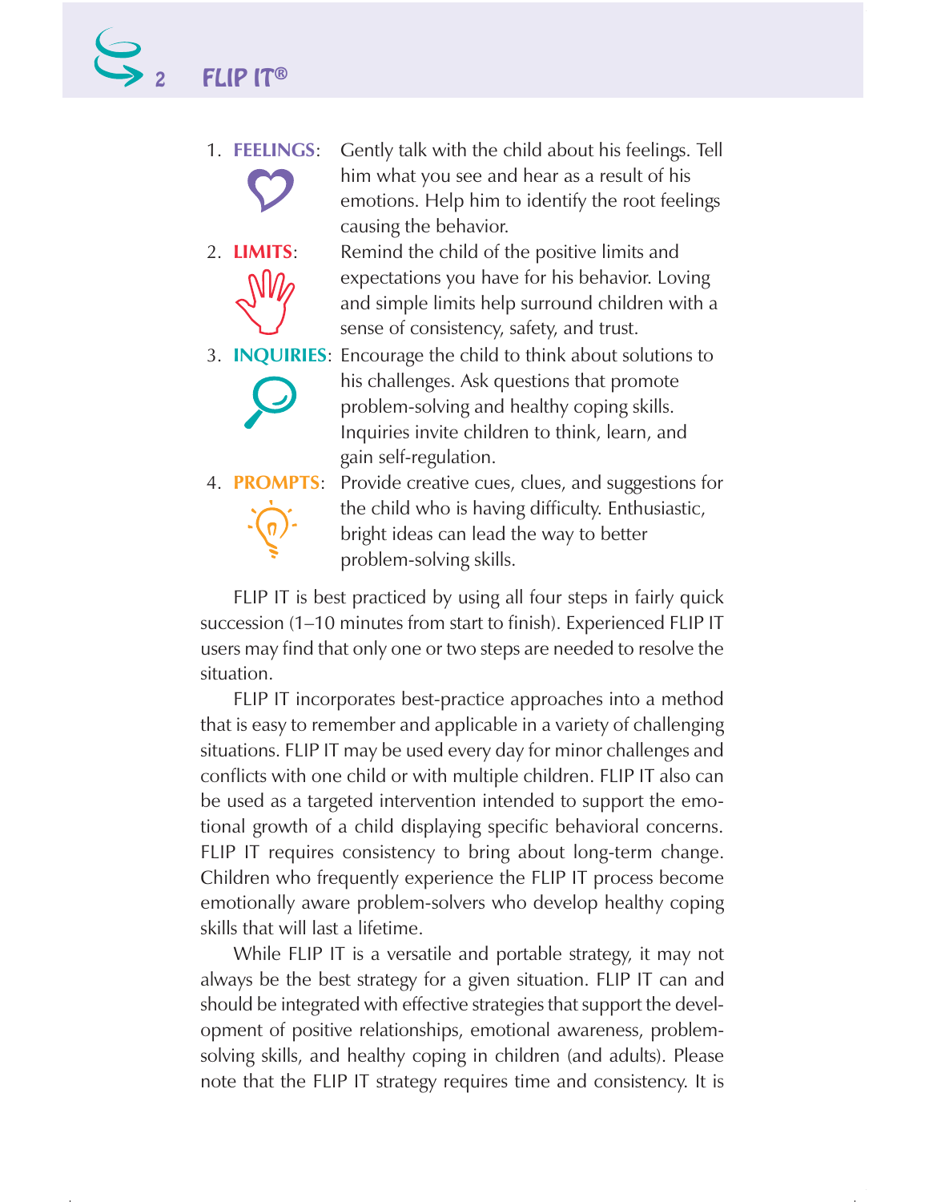1. **FEELINGS**: Gently talk with the child about his feelings. Tell him what you see and hear as a result of his emotions. Help him to identify the root feelings causing the behavior.
2. **LIMITS**: Remind the child of the positive limits and expectations you have for his behavior. Loving and simple limits help surround children with a sense of consistency, safety, and trust.
3. **INQUIRIES**: Encourage the child to think about solutions to his challenges. Ask questions that promote problem-solving and healthy coping skills. Inquiries invite children to think, learn, and gain self-regulation.
4. **PROMPTS**: Provide creative cues, clues, and suggestions for the child who is having difficulty. Enthusiastic, bright ideas can lead the way to better problem-solving skills.

FLIP IT is best practiced by using all four steps in fairly quick succession (1–10 minutes from start to finish). Experienced FLIP IT users may find that only one or two steps are needed to resolve the situation.

FLIP IT incorporates best-practice approaches into a method that is easy to remember and applicable in a variety of challenging situations. FLIP IT may be used every day for minor challenges and conflicts with one child or with multiple children. FLIP IT also can be used as a targeted intervention intended to support the emotional growth of a child displaying specific behavioral concerns. FLIP IT requires consistency to bring about long-term change. Children who frequently experience the FLIP IT process become emotionally aware problem-solvers who develop healthy coping skills that will last a lifetime.

While FLIP IT is a versatile and portable strategy, it may not always be the best strategy for a given situation. FLIP IT can and should be integrated with effective strategies that support the development of positive relationships, emotional awareness, problem-solving skills, and healthy coping in children (and adults). Please note that the FLIP IT strategy requires time and consistency. It is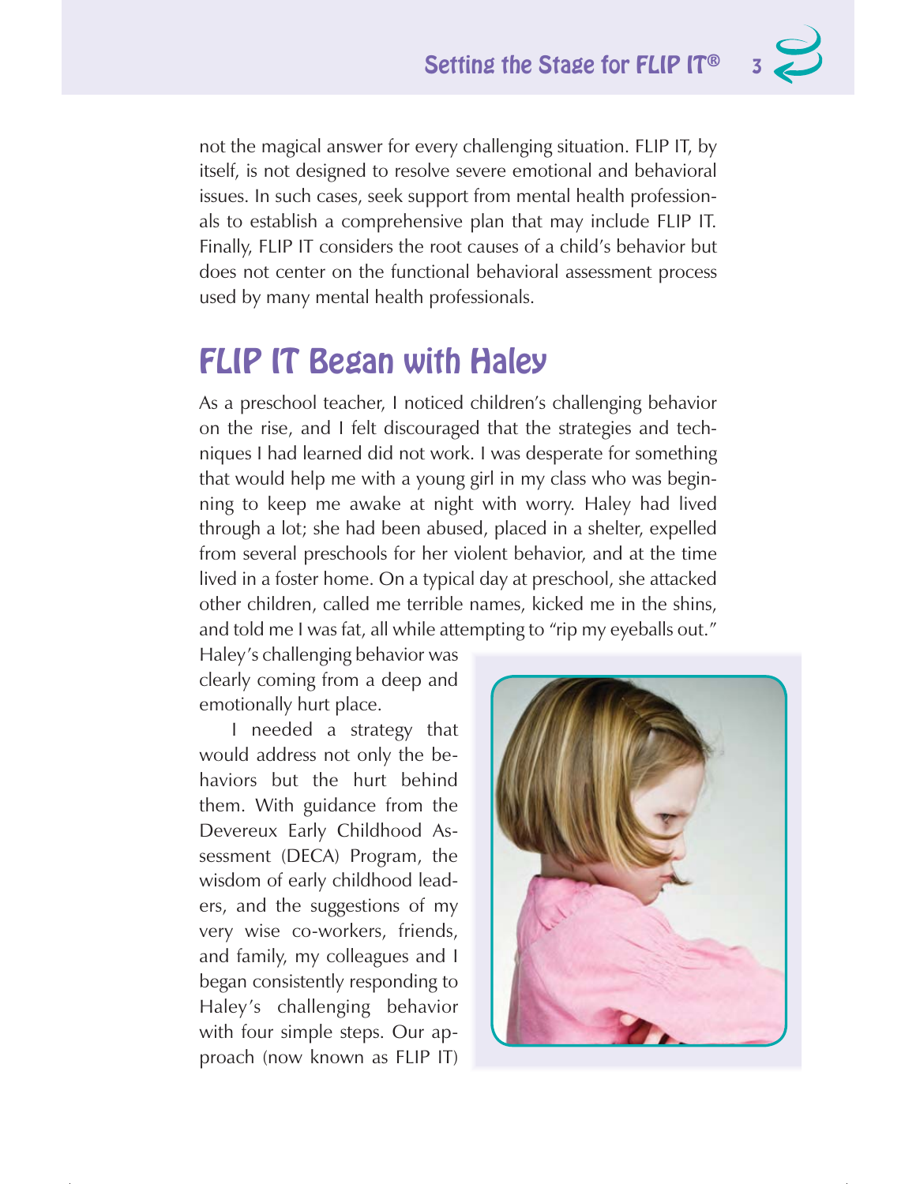not the magical answer for every challenging situation. FLIP IT, by itself, is not designed to resolve severe emotional and behavioral issues. In such cases, seek support from mental health professionals to establish a comprehensive plan that may include FLIP IT. Finally, FLIP IT considers the root causes of a child's behavior but does not center on the functional behavioral assessment process used by many mental health professionals.

## FLIP IT Began with Haley

As a preschool teacher, I noticed children's challenging behavior on the rise, and I felt discouraged that the strategies and techniques I had learned did not work. I was desperate for something that would help me with a young girl in my class who was beginning to keep me awake at night with worry. Haley had lived through a lot; she had been abused, placed in a shelter, expelled from several preschools for her violent behavior, and at the time lived in a foster home. On a typical day at preschool, she attacked other children, called me terrible names, kicked me in the shins, and told me I was fat, all while attempting to "rip my eyeballs out." Haley's challenging behavior was clearly coming from a deep and emotionally hurt place.

I needed a strategy that would address not only the behaviors but the hurt behind them. With guidance from the Devereux Early Childhood Assessment (DECA) Program, the wisdom of early childhood leaders, and the suggestions of my very wise co-workers, friends, and family, my colleagues and I began consistently responding to Haley's challenging behavior with four simple steps. Our approach (now known as FLIP IT)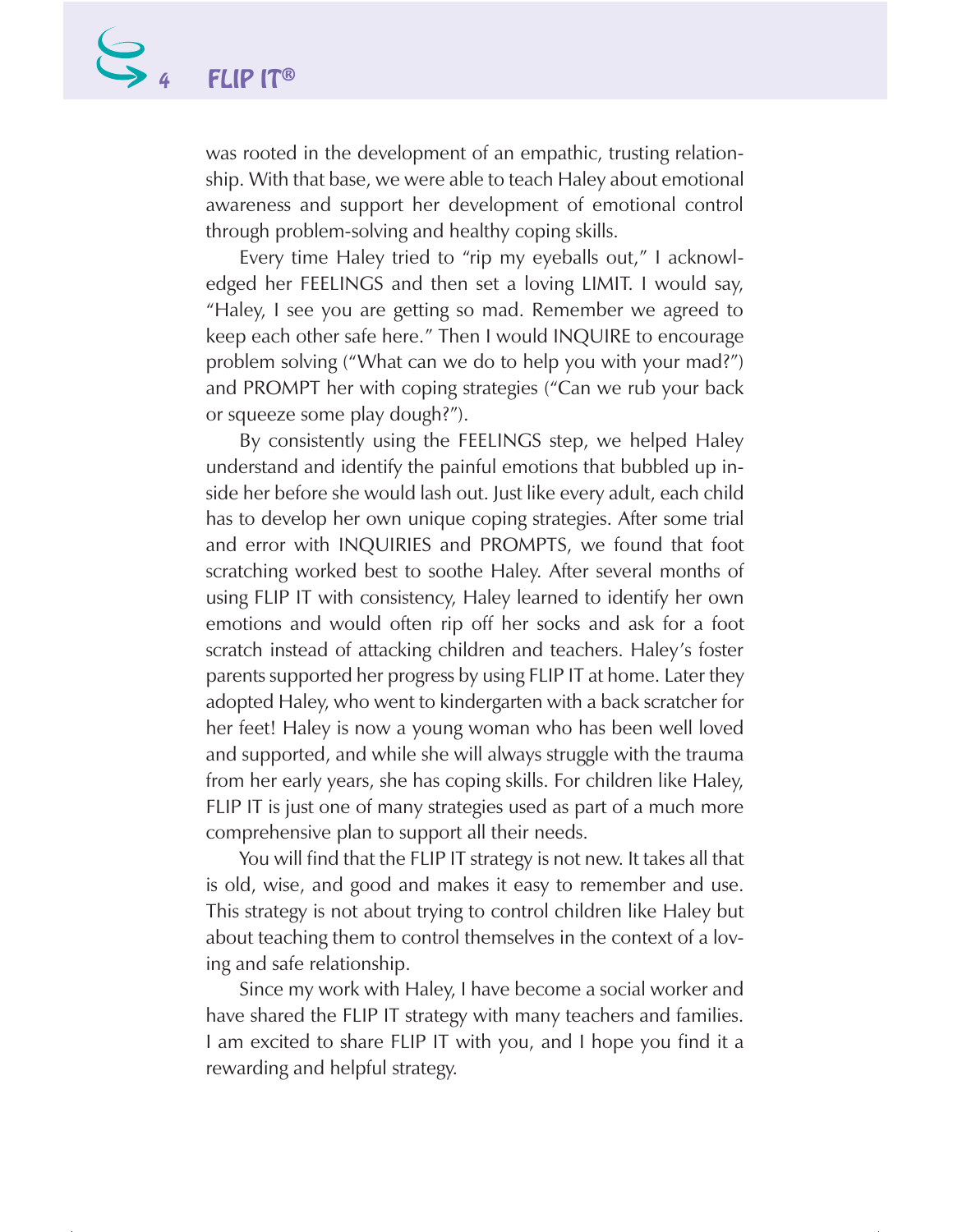was rooted in the development of an empathic, trusting relationship. With that base, we were able to teach Haley about emotional awareness and support her development of emotional control through problem-solving and healthy coping skills.

Every time Haley tried to "rip my eyeballs out," I acknowledged her FEELINGS and then set a loving LIMIT. I would say, "Haley, I see you are getting so mad. Remember we agreed to keep each other safe here." Then I would INQUIRE to encourage problem solving ("What can we do to help you with your mad?") and PROMPT her with coping strategies ("Can we rub your back or squeeze some play dough?").

By consistently using the FEELINGS step, we helped Haley understand and identify the painful emotions that bubbled up inside her before she would lash out. Just like every adult, each child has to develop her own unique coping strategies. After some trial and error with INQUIRIES and PROMPTS, we found that foot scratching worked best to soothe Haley. After several months of using FLIP IT with consistency, Haley learned to identify her own emotions and would often rip off her socks and ask for a foot scratch instead of attacking children and teachers. Haley's foster parents supported her progress by using FLIP IT at home. Later they adopted Haley, who went to kindergarten with a back scratcher for her feet! Haley is now a young woman who has been well loved and supported, and while she will always struggle with the trauma from her early years, she has coping skills. For children like Haley, FLIP IT is just one of many strategies used as part of a much more comprehensive plan to support all their needs.

You will find that the FLIP IT strategy is not new. It takes all that is old, wise, and good and makes it easy to remember and use. This strategy is not about trying to control children like Haley but about teaching them to control themselves in the context of a loving and safe relationship.

Since my work with Haley, I have become a social worker and have shared the FLIP IT strategy with many teachers and families. I am excited to share FLIP IT with you, and I hope you find it a rewarding and helpful strategy.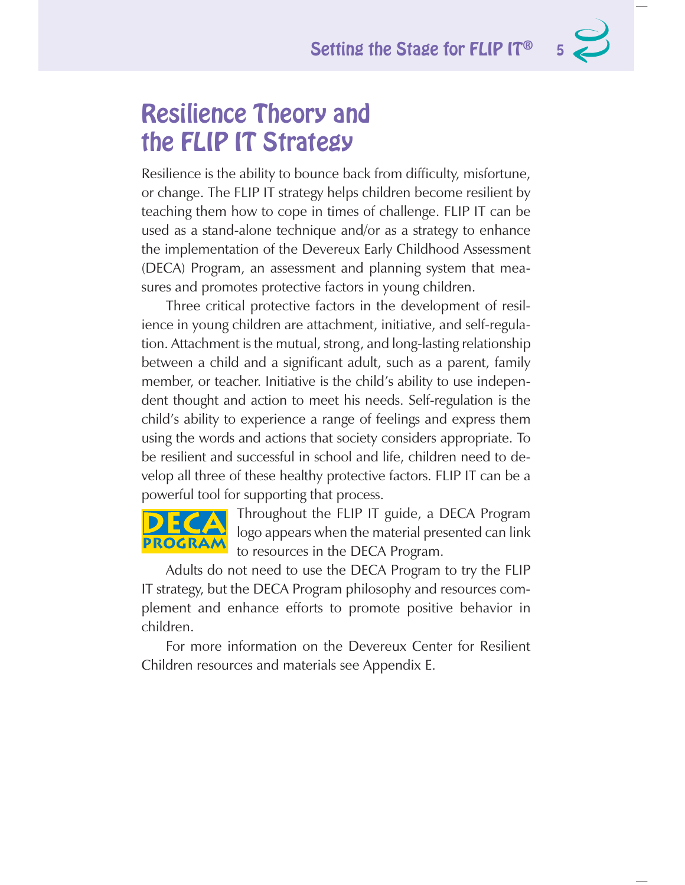# Resilience Theory and the FLIP IT Strategy

Resilience is the ability to bounce back from difficulty, misfortune, or change. The FLIP IT strategy helps children become resilient by teaching them how to cope in times of challenge. FLIP IT can be used as a stand-alone technique and/or as a strategy to enhance the implementation of the Devereux Early Childhood Assessment (DECA) Program, an assessment and planning system that measures and promotes protective factors in young children.

Three critical protective factors in the development of resilience in young children are attachment, initiative, and self-regulation. Attachment is the mutual, strong, and long-lasting relationship between a child and a significant adult, such as a parent, family member, or teacher. Initiative is the child's ability to use independent thought and action to meet his needs. Self-regulation is the child's ability to experience a range of feelings and express them using the words and actions that society considers appropriate. To be resilient and successful in school and life, children need to develop all three of these healthy protective factors. FLIP IT can be a powerful tool for supporting that process.

DECA PROGRAM

Throughout the FLIP IT guide, a DECA Program logo appears when the material presented can link to resources in the DECA Program.

Adults do not need to use the DECA Program to try the FLIP IT strategy, but the DECA Program philosophy and resources complement and enhance efforts to promote positive behavior in children.

For more information on the Devereux Center for Resilient Children resources and materials see Appendix E.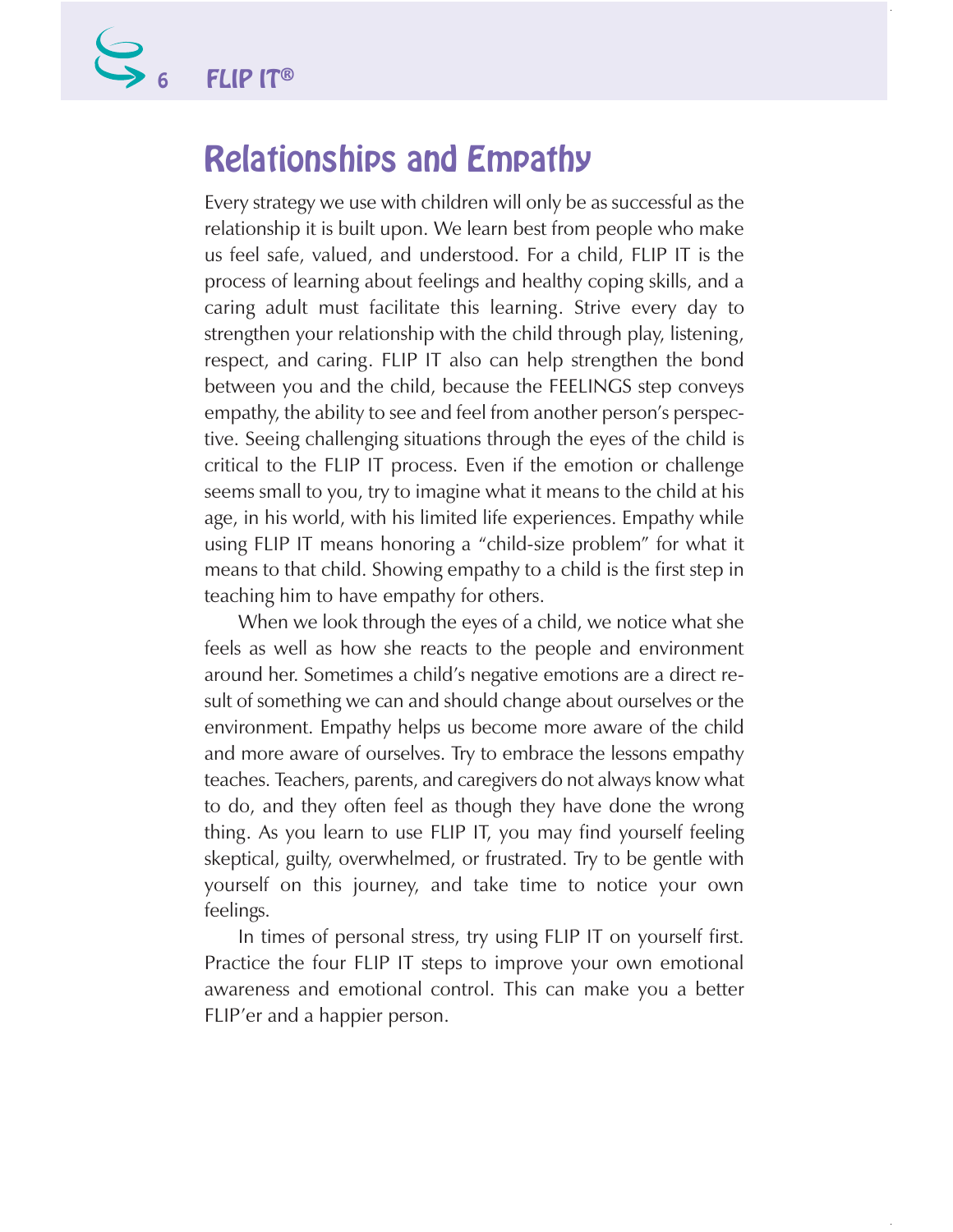## Relationships and Empathy

Every strategy we use with children will only be as successful as the relationship it is built upon. We learn best from people who make us feel safe, valued, and understood. For a child, FLIP IT is the process of learning about feelings and healthy coping skills, and a caring adult must facilitate this learning. Strive every day to strengthen your relationship with the child through play, listening, respect, and caring. FLIP IT also can help strengthen the bond between you and the child, because the FEELINGS step conveys empathy, the ability to see and feel from another person's perspective. Seeing challenging situations through the eyes of the child is critical to the FLIP IT process. Even if the emotion or challenge seems small to you, try to imagine what it means to the child at his age, in his world, with his limited life experiences. Empathy while using FLIP IT means honoring a "child-size problem" for what it means to that child. Showing empathy to a child is the first step in teaching him to have empathy for others.

When we look through the eyes of a child, we notice what she feels as well as how she reacts to the people and environment around her. Sometimes a child's negative emotions are a direct result of something we can and should change about ourselves or the environment. Empathy helps us become more aware of the child and more aware of ourselves. Try to embrace the lessons empathy teaches. Teachers, parents, and caregivers do not always know what to do, and they often feel as though they have done the wrong thing. As you learn to use FLIP IT, you may find yourself feeling skeptical, guilty, overwhelmed, or frustrated. Try to be gentle with yourself on this journey, and take time to notice your own feelings.

In times of personal stress, try using FLIP IT on yourself first. Practice the four FLIP IT steps to improve your own emotional awareness and emotional control. This can make you a better FLIP'er and a happier person.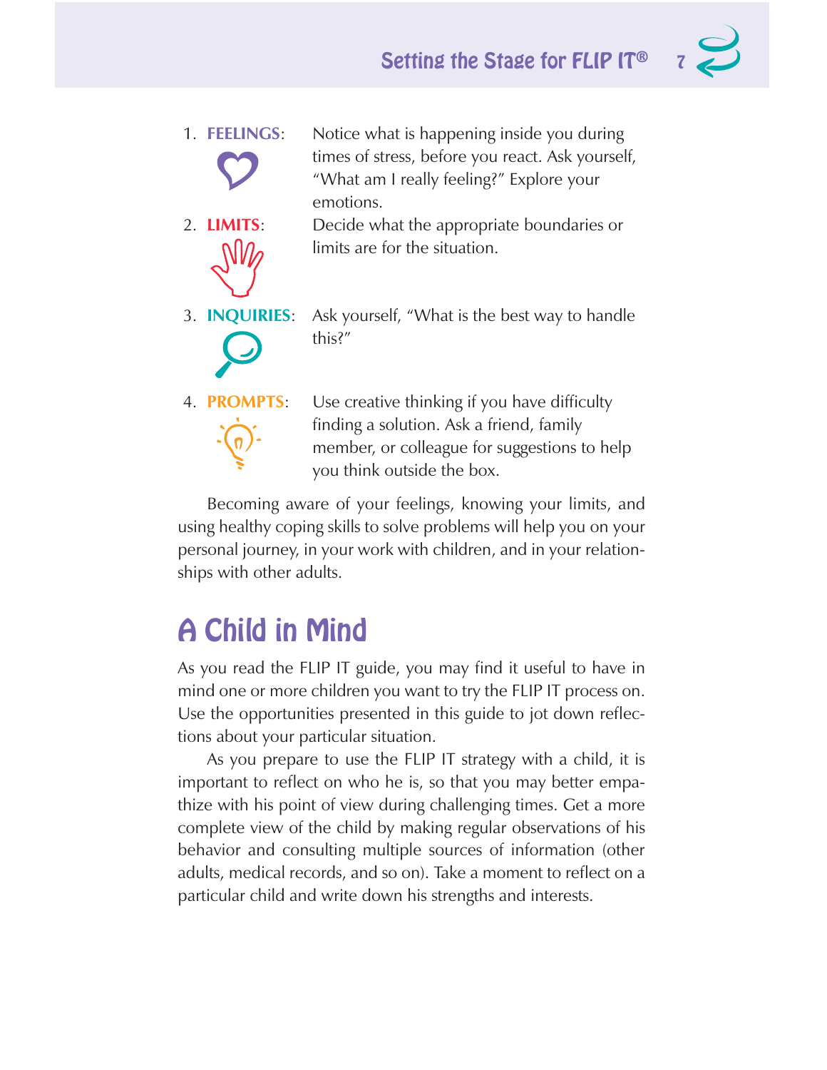1. **FEELINGS**: Notice what is happening inside you during times of stress, before you react. Ask yourself, "What am I really feeling?" Explore your emotions.
2. **LIMITS**: Decide what the appropriate boundaries or limits are for the situation.
3. **INQUIRIES**: Ask yourself, "What is the best way to handle this?"
4. **PROMPTS**: Use creative thinking if you have difficulty finding a solution. Ask a friend, family member, or colleague for suggestions to help you think outside the box.

Becoming aware of your feelings, knowing your limits, and using healthy coping skills to solve problems will help you on your personal journey, in your work with children, and in your relationships with other adults.

## A Child in Mind

As you read the FLIP IT guide, you may find it useful to have in mind one or more children you want to try the FLIP IT process on. Use the opportunities presented in this guide to jot down reflections about your particular situation.

As you prepare to use the FLIP IT strategy with a child, it is important to reflect on who he is, so that you may better empathize with his point of view during challenging times. Get a more complete view of the child by making regular observations of his behavior and consulting multiple sources of information (other adults, medical records, and so on). Take a moment to reflect on a particular child and write down his strengths and interests.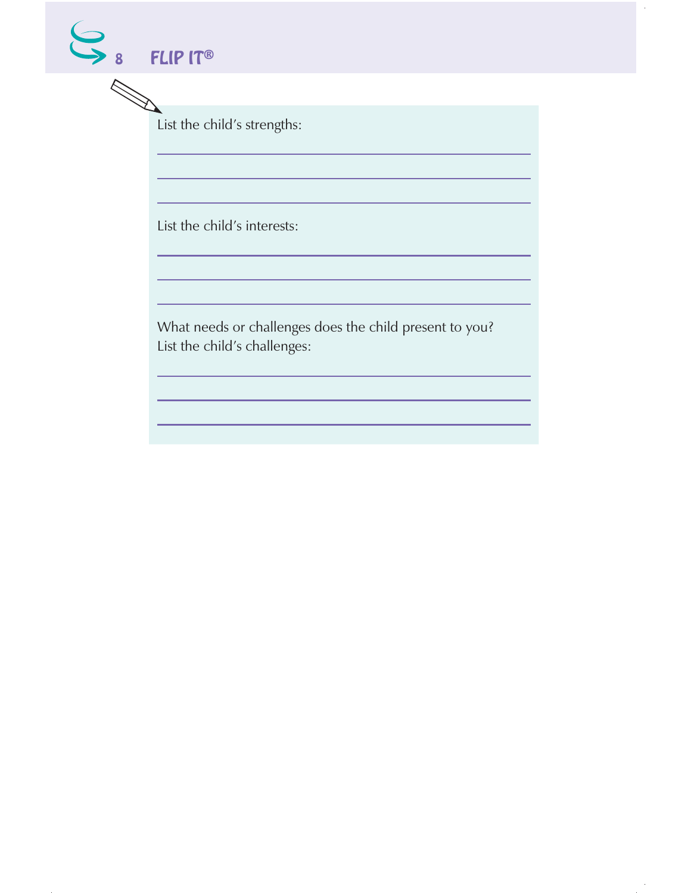List the child's strengths:

\_\_\_\_\_\_\_\_\_\_\_\_\_\_\_\_\_\_\_\_\_\_\_\_\_\_\_\_\_\_\_\_\_\_\_\_\_\_\_\_\_\_\_\_

\_\_\_\_\_\_\_\_\_\_\_\_\_\_\_\_\_\_\_\_\_\_\_\_\_\_\_\_\_\_\_\_\_\_\_\_\_\_\_\_\_\_\_\_

\_\_\_\_\_\_\_\_\_\_\_\_\_\_\_\_\_\_\_\_\_\_\_\_\_\_\_\_\_\_\_\_\_\_\_\_\_\_\_\_\_\_\_\_

List the child's interests:

\_\_\_\_\_\_\_\_\_\_\_\_\_\_\_\_\_\_\_\_\_\_\_\_\_\_\_\_\_\_\_\_\_\_\_\_\_\_\_\_\_\_\_\_

\_\_\_\_\_\_\_\_\_\_\_\_\_\_\_\_\_\_\_\_\_\_\_\_\_\_\_\_\_\_\_\_\_\_\_\_\_\_\_\_\_\_\_\_

\_\_\_\_\_\_\_\_\_\_\_\_\_\_\_\_\_\_\_\_\_\_\_\_\_\_\_\_\_\_\_\_\_\_\_\_\_\_\_\_\_\_\_\_

What needs or challenges does the child present to you?
List the child's challenges:

\_\_\_\_\_\_\_\_\_\_\_\_\_\_\_\_\_\_\_\_\_\_\_\_\_\_\_\_\_\_\_\_\_\_\_\_\_\_\_\_\_\_\_\_

\_\_\_\_\_\_\_\_\_\_\_\_\_\_\_\_\_\_\_\_\_\_\_\_\_\_\_\_\_\_\_\_\_\_\_\_\_\_\_\_\_\_\_\_

\_\_\_\_\_\_\_\_\_\_\_\_\_\_\_\_\_\_\_\_\_\_\_\_\_\_\_\_\_\_\_\_\_\_\_\_\_\_\_\_\_\_\_\_